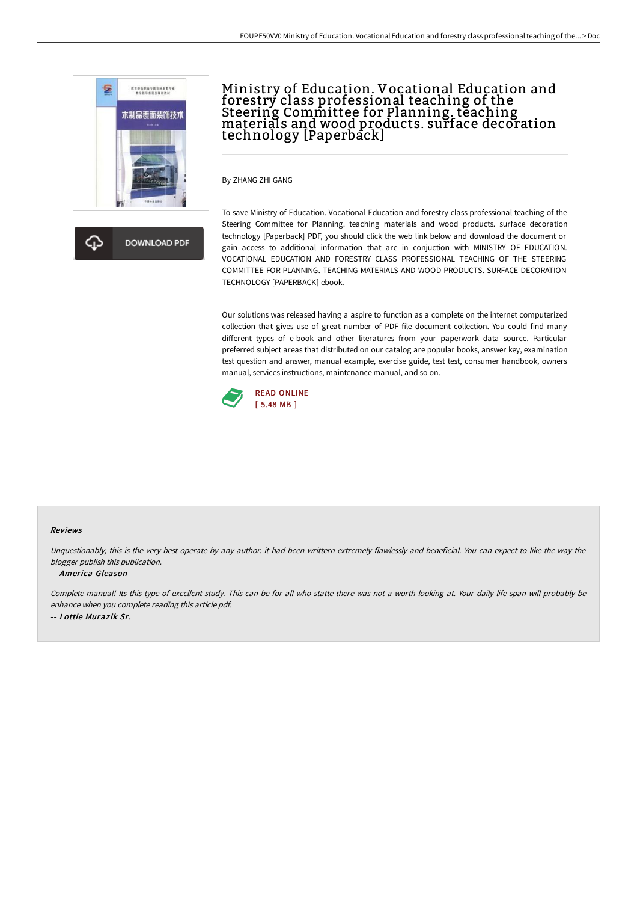# Ministry of Education. Vocational Education and forestry class professional teaching of the Steering Committee for Planning. teaching materials and wood products. surface decoration technology [Paperback]

By ZHANG ZHI GANG

DOWNLOAD PDF

To save Ministry of Education. Vocational Education and forestry class professional teaching of the Steering Committee for Planning. teaching materials and wood products. surface decoration technology [Paperback] PDF, you should click the web link below and download the document or gain access to additional information that are in conjuction with MINISTRY OF EDUCATION. VOCATIONAL EDUCATION AND FORESTRY CLASS PROFESSIONAL TEACHING OF THE STEERING COMMITTEE FOR PLANNING. TEACHING MATERIALS AND WOOD PRODUCTS. SURFACE DECORATION TECHNOLOGY [PAPERBACK] ebook.

Our solutions was released having a aspire to function as a complete on the internet computerized collection that gives use of great number of PDF file document collection. You could find many different types of e-book and other literatures from your paperwork data source. Particular preferred subject areas that distributed on our catalog are popular books, answer key, examination test question and answer, manual example, exercise guide, test test, consumer handbook, owners manual, services instructions, maintenance manual, and so on.

READ ONLINE
[ 5.48 MB ]

### Reviews

*Unquestionably, this is the very best operate by any author. it had been writtern extremely flawlessly and beneficial. You can expect to like the way the blogger publish this publication.*

-- ***America Gleason***

*Complete manual! Its this type of excellent study. This can be for all who statte there was not a worth looking at. Your daily life span will probably be enhance when you complete reading this article pdf.*

-- ***Lottie Murazik Sr.***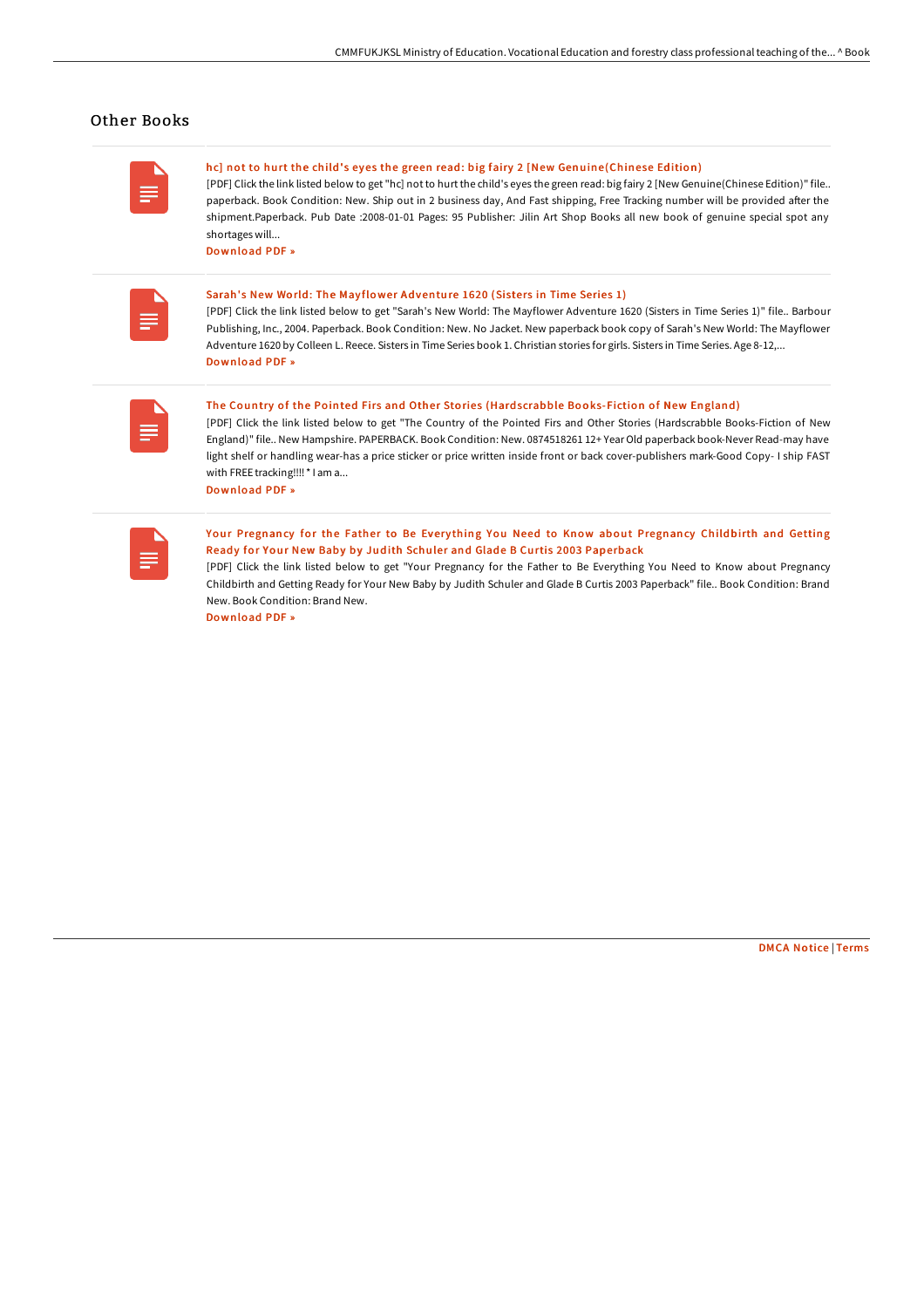## Other Books

### hc] not to hurt the child's eyes the green read: big fairy 2 [New Genuine(Chinese Edition)

[PDF] Click the link listed below to get "hc] not to hurt the child's eyes the green read: big fairy 2 [New Genuine(Chinese Edition)" file.. paperback. Book Condition: New. Ship out in 2 business day, And Fast shipping, Free Tracking number will be provided after the shipment.Paperback. Pub Date :2008-01-01 Pages: 95 Publisher: Jilin Art Shop Books all new book of genuine special spot any shortages will...

Download PDF »

### Sarah's New World: The Mayflower Adventure 1620 (Sisters in Time Series 1)

[PDF] Click the link listed below to get "Sarah's New World: The Mayflower Adventure 1620 (Sisters in Time Series 1)" file.. Barbour Publishing, Inc., 2004. Paperback. Book Condition: New. No Jacket. New paperback book copy of Sarah's New World: The Mayflower Adventure 1620 by Colleen L. Reece. Sisters in Time Series book 1. Christian stories for girls. Sisters in Time Series. Age 8-12,...

Download PDF »

### The Country of the Pointed Firs and Other Stories (Hardscrabble Books-Fiction of New England)

[PDF] Click the link listed below to get "The Country of the Pointed Firs and Other Stories (Hardscrabble Books-Fiction of New England)" file.. New Hampshire. PAPERBACK. Book Condition: New. 0874518261 12+ Year Old paperback book-Never Read-may have light shelf or handling wear-has a price sticker or price written inside front or back cover-publishers mark-Good Copy- I ship FAST with FREE tracking!!!! * I am a...

Download PDF »

### Your Pregnancy for the Father to Be Everything You Need to Know about Pregnancy Childbirth and Getting Ready for Your New Baby by Judith Schuler and Glade B Curtis 2003 Paperback

[PDF] Click the link listed below to get "Your Pregnancy for the Father to Be Everything You Need to Know about Pregnancy Childbirth and Getting Ready for Your New Baby by Judith Schuler and Glade B Curtis 2003 Paperback" file.. Book Condition: Brand New. Book Condition: Brand New.

Download PDF »